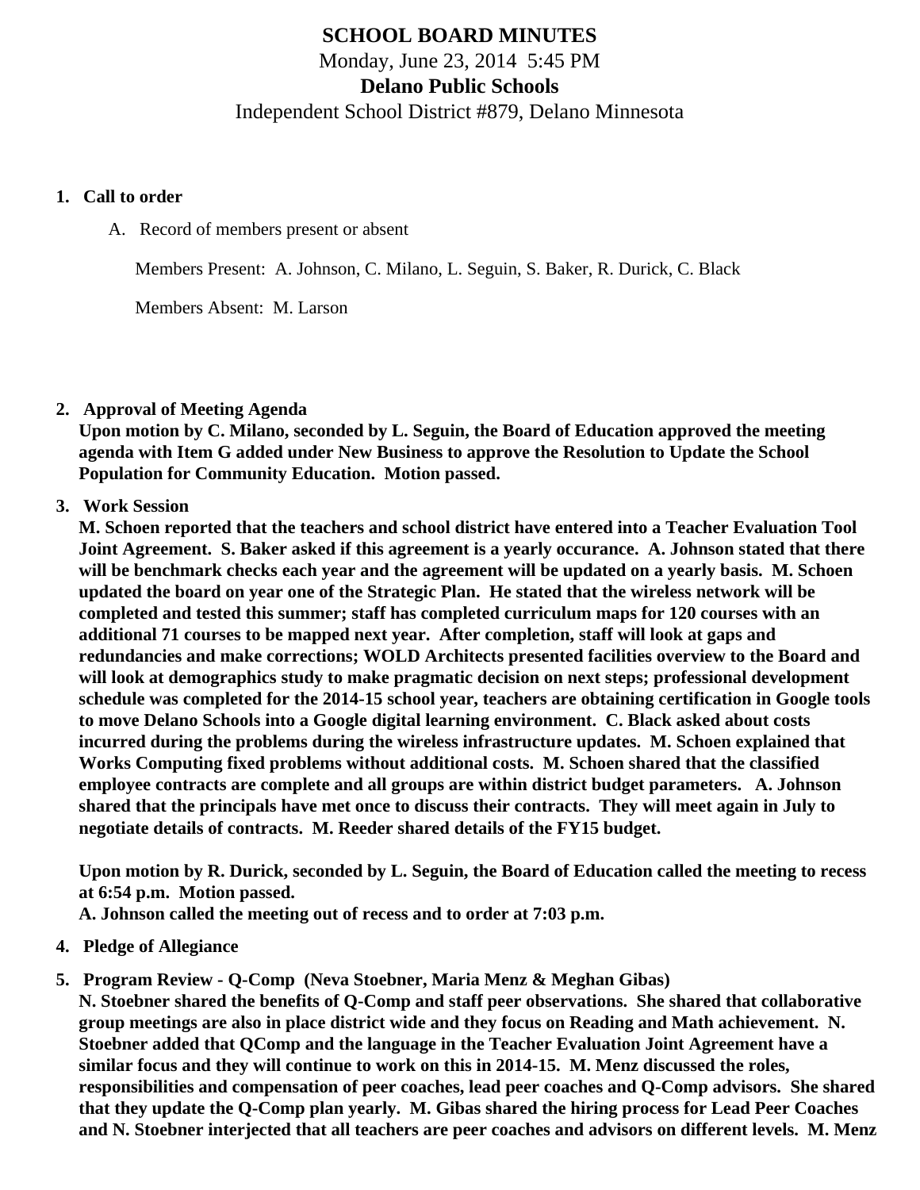# SCHOOL BOARD MINUTES

Monday, June 23, 2014 5:45 PM

**Delano Public Schools**

Independent School District #879, Delano Minnesota

1. **Call to order**

   A. Record of members present or absent

   Members Present: A. Johnson, C. Milano, L. Seguin, S. Baker, R. Durick, C. Black

   Members Absent: M. Larson

2. **Approval of Meeting Agenda**
   **Upon motion by C. Milano, seconded by L. Seguin, the Board of Education approved the meeting agenda with Item G added under New Business to approve the Resolution to Update the School Population for Community Education. Motion passed.**

3. **Work Session**
   **M. Schoen reported that the teachers and school district have entered into a Teacher Evaluation Tool Joint Agreement. S. Baker asked if this agreement is a yearly occurance. A. Johnson stated that there will be benchmark checks each year and the agreement will be updated on a yearly basis. M. Schoen updated the board on year one of the Strategic Plan. He stated that the wireless network will be completed and tested this summer; staff has completed curriculum maps for 120 courses with an additional 71 courses to be mapped next year. After completion, staff will look at gaps and redundancies and make corrections; WOLD Architects presented facilities overview to the Board and will look at demographics study to make pragmatic decision on next steps; professional development schedule was completed for the 2014-15 school year, teachers are obtaining certification in Google tools to move Delano Schools into a Google digital learning environment. C. Black asked about costs incurred during the problems during the wireless infrastructure updates. M. Schoen explained that Works Computing fixed problems without additional costs. M. Schoen shared that the classified employee contracts are complete and all groups are within district budget parameters. A. Johnson shared that the principals have met once to discuss their contracts. They will meet again in July to negotiate details of contracts. M. Reeder shared details of the FY15 budget.**

   **Upon motion by R. Durick, seconded by L. Seguin, the Board of Education called the meeting to recess at 6:54 p.m. Motion passed.**
   **A. Johnson called the meeting out of recess and to order at 7:03 p.m.**

4. **Pledge of Allegiance**

5. **Program Review - Q-Comp (Neva Stoebner, Maria Menz & Meghan Gibas)**
   **N. Stoebner shared the benefits of Q-Comp and staff peer observations. She shared that collaborative group meetings are also in place district wide and they focus on Reading and Math achievement. N. Stoebner added that QComp and the language in the Teacher Evaluation Joint Agreement have a similar focus and they will continue to work on this in 2014-15. M. Menz discussed the roles, responsibilities and compensation of peer coaches, lead peer coaches and Q-Comp advisors. She shared that they update the Q-Comp plan yearly. M. Gibas shared the hiring process for Lead Peer Coaches and N. Stoebner interjected that all teachers are peer coaches and advisors on different levels. M. Menz**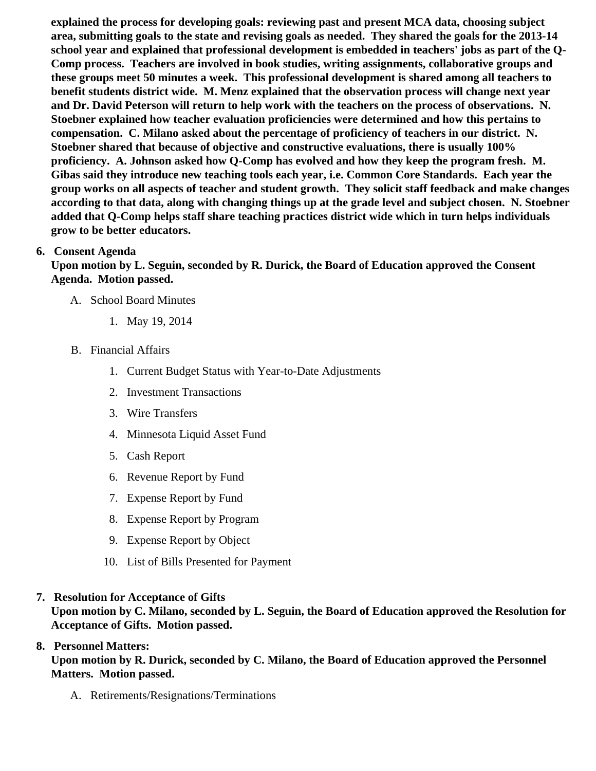**explained the process for developing goals: reviewing past and present MCA data, choosing subject area, submitting goals to the state and revising goals as needed. They shared the goals for the 2013-14 school year and explained that professional development is embedded in teachers' jobs as part of the Q-Comp process. Teachers are involved in book studies, writing assignments, collaborative groups and these groups meet 50 minutes a week. This professional development is shared among all teachers to benefit students district wide. M. Menz explained that the observation process will change next year and Dr. David Peterson will return to help work with the teachers on the process of observations. N. Stoebner explained how teacher evaluation proficiencies were determined and how this pertains to compensation. C. Milano asked about the percentage of proficiency of teachers in our district. N. Stoebner shared that because of objective and constructive evaluations, there is usually 100% proficiency. A. Johnson asked how Q-Comp has evolved and how they keep the program fresh. M. Gibas said they introduce new teaching tools each year, i.e. Common Core Standards. Each year the group works on all aspects of teacher and student growth. They solicit staff feedback and make changes according to that data, along with changing things up at the grade level and subject chosen. N. Stoebner added that Q-Comp helps staff share teaching practices district wide which in turn helps individuals grow to be better educators.**

6. **Consent Agenda**
   **Upon motion by L. Seguin, seconded by R. Durick, the Board of Education approved the Consent Agenda. Motion passed.**

   A. School Board Minutes

      1. May 19, 2014

   B. Financial Affairs

      1. Current Budget Status with Year-to-Date Adjustments
      2. Investment Transactions
      3. Wire Transfers
      4. Minnesota Liquid Asset Fund
      5. Cash Report
      6. Revenue Report by Fund
      7. Expense Report by Fund
      8. Expense Report by Program
      9. Expense Report by Object
      10. List of Bills Presented for Payment

7. **Resolution for Acceptance of Gifts**
   **Upon motion by C. Milano, seconded by L. Seguin, the Board of Education approved the Resolution for Acceptance of Gifts. Motion passed.**

8. **Personnel Matters:**
   **Upon motion by R. Durick, seconded by C. Milano, the Board of Education approved the Personnel Matters. Motion passed.**

   A. Retirements/Resignations/Terminations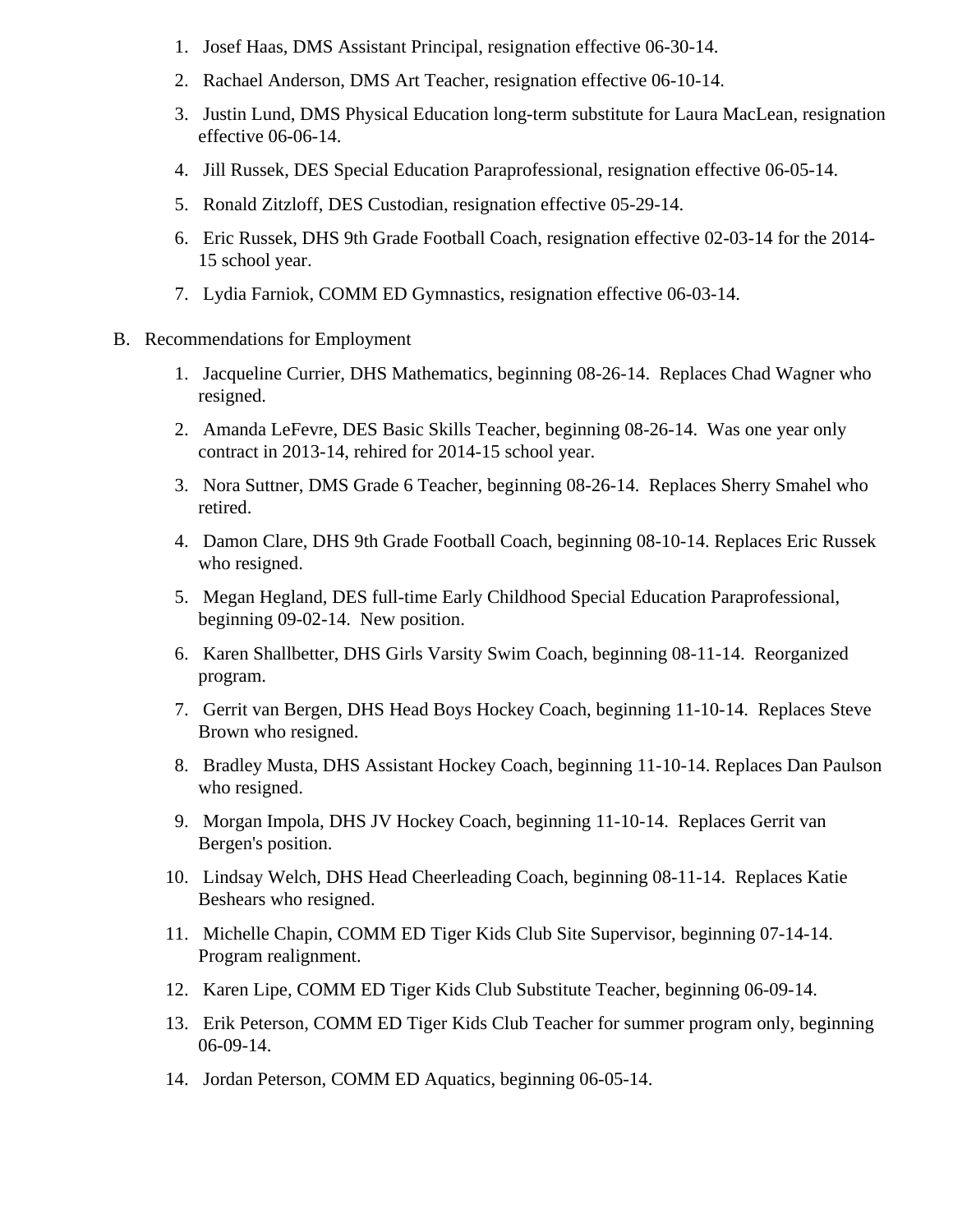1. Josef Haas, DMS Assistant Principal, resignation effective 06-30-14.
2. Rachael Anderson, DMS Art Teacher, resignation effective 06-10-14.
3. Justin Lund, DMS Physical Education long-term substitute for Laura MacLean, resignation effective 06-06-14.
4. Jill Russek, DES Special Education Paraprofessional, resignation effective 06-05-14.
5. Ronald Zitzloff, DES Custodian, resignation effective 05-29-14.
6. Eric Russek, DHS 9th Grade Football Coach, resignation effective 02-03-14 for the 2014-15 school year.
7. Lydia Farniok, COMM ED Gymnastics, resignation effective 06-03-14.

B. Recommendations for Employment

1. Jacqueline Currier, DHS Mathematics, beginning 08-26-14. Replaces Chad Wagner who resigned.
2. Amanda LeFevre, DES Basic Skills Teacher, beginning 08-26-14. Was one year only contract in 2013-14, rehired for 2014-15 school year.
3. Nora Suttner, DMS Grade 6 Teacher, beginning 08-26-14. Replaces Sherry Smahel who retired.
4. Damon Clare, DHS 9th Grade Football Coach, beginning 08-10-14. Replaces Eric Russek who resigned.
5. Megan Hegland, DES full-time Early Childhood Special Education Paraprofessional, beginning 09-02-14. New position.
6. Karen Shallbetter, DHS Girls Varsity Swim Coach, beginning 08-11-14. Reorganized program.
7. Gerrit van Bergen, DHS Head Boys Hockey Coach, beginning 11-10-14. Replaces Steve Brown who resigned.
8. Bradley Musta, DHS Assistant Hockey Coach, beginning 11-10-14. Replaces Dan Paulson who resigned.
9. Morgan Impola, DHS JV Hockey Coach, beginning 11-10-14. Replaces Gerrit van Bergen's position.
10. Lindsay Welch, DHS Head Cheerleading Coach, beginning 08-11-14. Replaces Katie Beshears who resigned.
11. Michelle Chapin, COMM ED Tiger Kids Club Site Supervisor, beginning 07-14-14. Program realignment.
12. Karen Lipe, COMM ED Tiger Kids Club Substitute Teacher, beginning 06-09-14.
13. Erik Peterson, COMM ED Tiger Kids Club Teacher for summer program only, beginning 06-09-14.
14. Jordan Peterson, COMM ED Aquatics, beginning 06-05-14.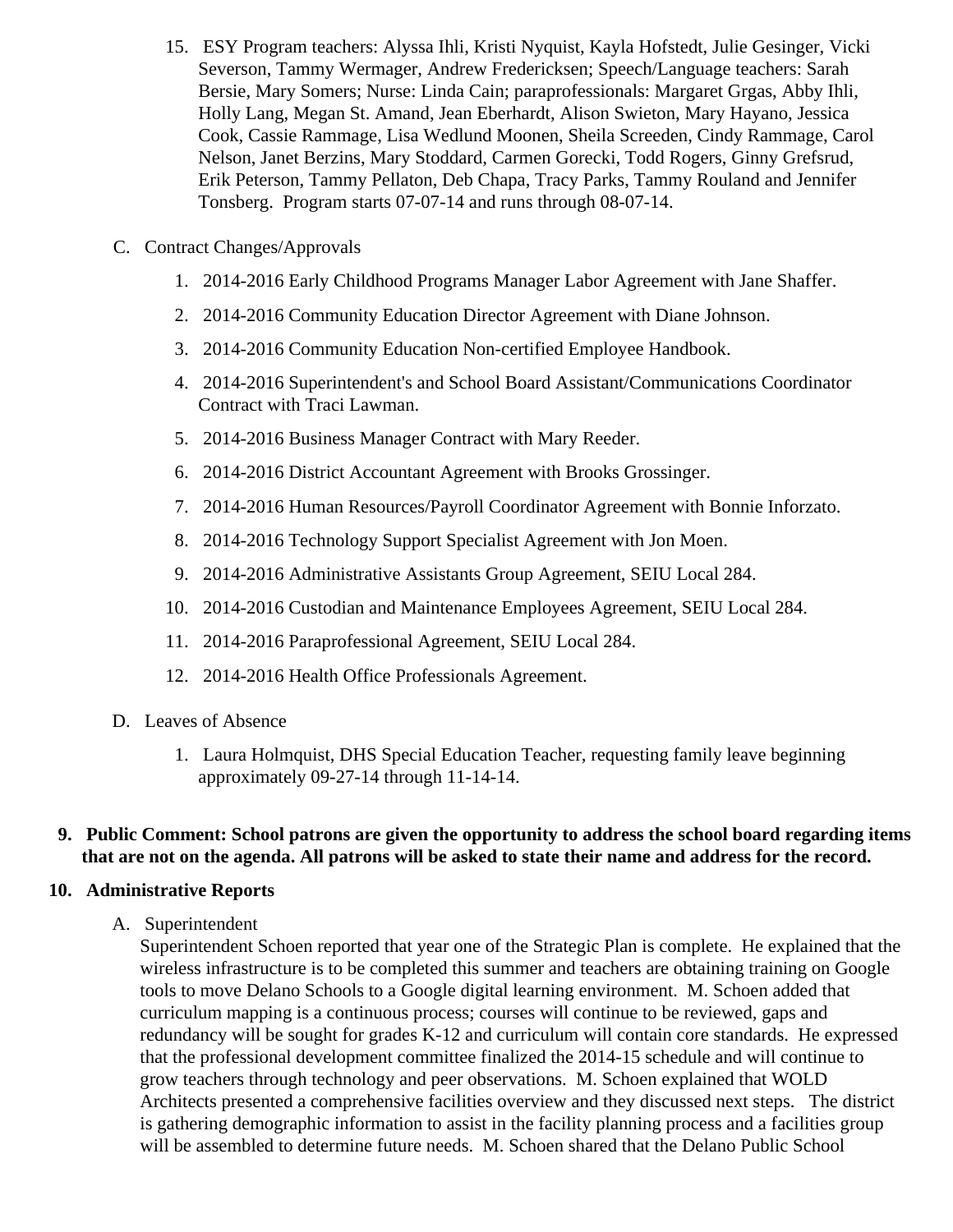15. ESY Program teachers: Alyssa Ihli, Kristi Nyquist, Kayla Hofstedt, Julie Gesinger, Vicki Severson, Tammy Wermager, Andrew Fredericksen; Speech/Language teachers: Sarah Bersie, Mary Somers; Nurse: Linda Cain; paraprofessionals: Margaret Grgas, Abby Ihli, Holly Lang, Megan St. Amand, Jean Eberhardt, Alison Swieton, Mary Hayano, Jessica Cook, Cassie Rammage, Lisa Wedlund Moonen, Sheila Screeden, Cindy Rammage, Carol Nelson, Janet Berzins, Mary Stoddard, Carmen Gorecki, Todd Rogers, Ginny Grefsrud, Erik Peterson, Tammy Pellaton, Deb Chapa, Tracy Parks, Tammy Rouland and Jennifer Tonsberg. Program starts 07-07-14 and runs through 08-07-14.

C. Contract Changes/Approvals

1. 2014-2016 Early Childhood Programs Manager Labor Agreement with Jane Shaffer.
2. 2014-2016 Community Education Director Agreement with Diane Johnson.
3. 2014-2016 Community Education Non-certified Employee Handbook.
4. 2014-2016 Superintendent's and School Board Assistant/Communications Coordinator Contract with Traci Lawman.
5. 2014-2016 Business Manager Contract with Mary Reeder.
6. 2014-2016 District Accountant Agreement with Brooks Grossinger.
7. 2014-2016 Human Resources/Payroll Coordinator Agreement with Bonnie Inforzato.
8. 2014-2016 Technology Support Specialist Agreement with Jon Moen.
9. 2014-2016 Administrative Assistants Group Agreement, SEIU Local 284.
10. 2014-2016 Custodian and Maintenance Employees Agreement, SEIU Local 284.
11. 2014-2016 Paraprofessional Agreement, SEIU Local 284.
12. 2014-2016 Health Office Professionals Agreement.

D. Leaves of Absence

1. Laura Holmquist, DHS Special Education Teacher, requesting family leave beginning approximately 09-27-14 through 11-14-14.

**9. Public Comment: School patrons are given the opportunity to address the school board regarding items that are not on the agenda. All patrons will be asked to state their name and address for the record.**

**10. Administrative Reports**

A. Superintendent

Superintendent Schoen reported that year one of the Strategic Plan is complete. He explained that the wireless infrastructure is to be completed this summer and teachers are obtaining training on Google tools to move Delano Schools to a Google digital learning environment. M. Schoen added that curriculum mapping is a continuous process; courses will continue to be reviewed, gaps and redundancy will be sought for grades K-12 and curriculum will contain core standards. He expressed that the professional development committee finalized the 2014-15 schedule and will continue to grow teachers through technology and peer observations. M. Schoen explained that WOLD Architects presented a comprehensive facilities overview and they discussed next steps. The district is gathering demographic information to assist in the facility planning process and a facilities group will be assembled to determine future needs. M. Schoen shared that the Delano Public School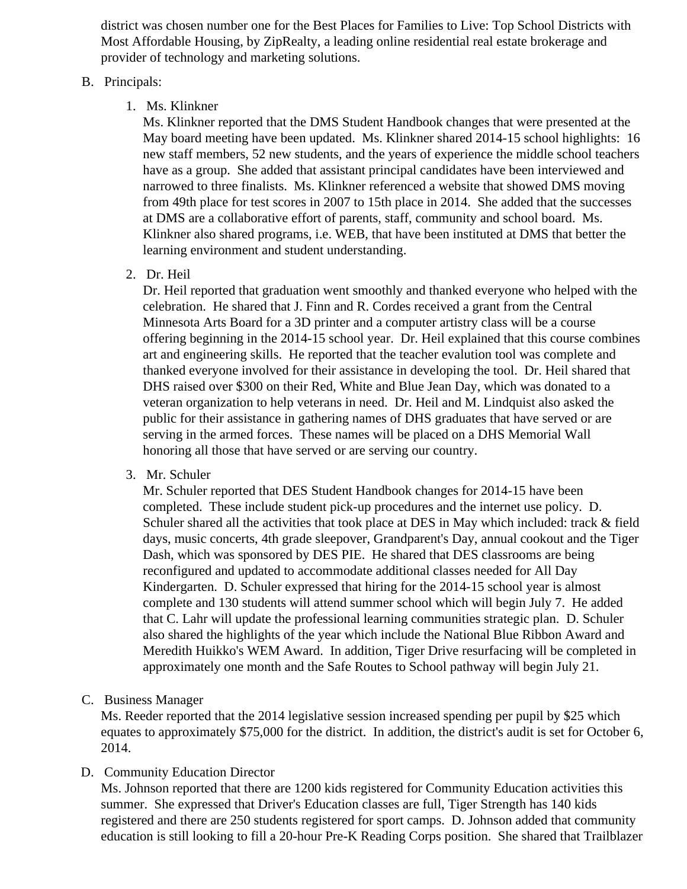district was chosen number one for the Best Places for Families to Live: Top School Districts with Most Affordable Housing, by ZipRealty, a leading online residential real estate brokerage and provider of technology and marketing solutions.

B. Principals:

1. Ms. Klinkner
   Ms. Klinkner reported that the DMS Student Handbook changes that were presented at the May board meeting have been updated. Ms. Klinkner shared 2014-15 school highlights: 16 new staff members, 52 new students, and the years of experience the middle school teachers have as a group. She added that assistant principal candidates have been interviewed and narrowed to three finalists. Ms. Klinkner referenced a website that showed DMS moving from 49th place for test scores in 2007 to 15th place in 2014. She added that the successes at DMS are a collaborative effort of parents, staff, community and school board. Ms. Klinkner also shared programs, i.e. WEB, that have been instituted at DMS that better the learning environment and student understanding.

2. Dr. Heil
   Dr. Heil reported that graduation went smoothly and thanked everyone who helped with the celebration. He shared that J. Finn and R. Cordes received a grant from the Central Minnesota Arts Board for a 3D printer and a computer artistry class will be a course offering beginning in the 2014-15 school year. Dr. Heil explained that this course combines art and engineering skills. He reported that the teacher evalution tool was complete and thanked everyone involved for their assistance in developing the tool. Dr. Heil shared that DHS raised over $300 on their Red, White and Blue Jean Day, which was donated to a veteran organization to help veterans in need. Dr. Heil and M. Lindquist also asked the public for their assistance in gathering names of DHS graduates that have served or are serving in the armed forces. These names will be placed on a DHS Memorial Wall honoring all those that have served or are serving our country.

3. Mr. Schuler
   Mr. Schuler reported that DES Student Handbook changes for 2014-15 have been completed. These include student pick-up procedures and the internet use policy. D. Schuler shared all the activities that took place at DES in May which included: track & field days, music concerts, 4th grade sleepover, Grandparent's Day, annual cookout and the Tiger Dash, which was sponsored by DES PIE. He shared that DES classrooms are being reconfigured and updated to accommodate additional classes needed for All Day Kindergarten. D. Schuler expressed that hiring for the 2014-15 school year is almost complete and 130 students will attend summer school which will begin July 7. He added that C. Lahr will update the professional learning communities strategic plan. D. Schuler also shared the highlights of the year which include the National Blue Ribbon Award and Meredith Huikko's WEM Award. In addition, Tiger Drive resurfacing will be completed in approximately one month and the Safe Routes to School pathway will begin July 21.

C. Business Manager
   Ms. Reeder reported that the 2014 legislative session increased spending per pupil by $25 which equates to approximately $75,000 for the district. In addition, the district's audit is set for October 6, 2014.

D. Community Education Director
   Ms. Johnson reported that there are 1200 kids registered for Community Education activities this summer. She expressed that Driver's Education classes are full, Tiger Strength has 140 kids registered and there are 250 students registered for sport camps. D. Johnson added that community education is still looking to fill a 20-hour Pre-K Reading Corps position. She shared that Trailblazer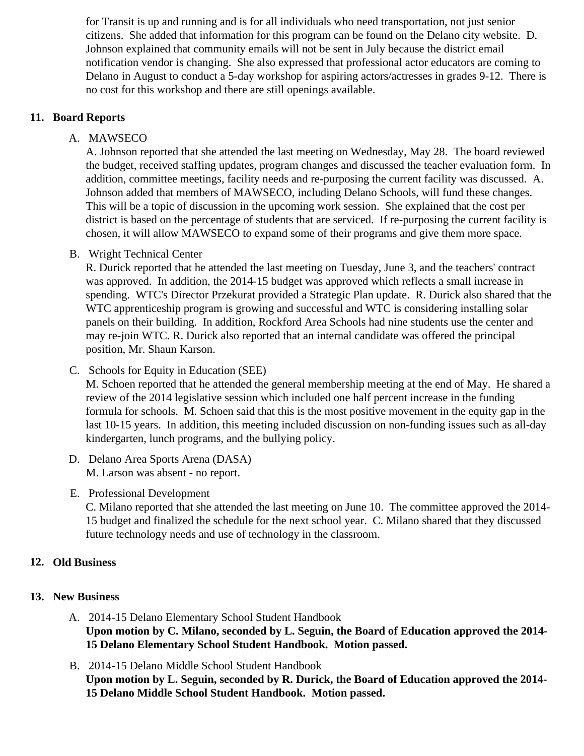for Transit is up and running and is for all individuals who need transportation, not just senior citizens. She added that information for this program can be found on the Delano city website. D. Johnson explained that community emails will not be sent in July because the district email notification vendor is changing. She also expressed that professional actor educators are coming to Delano in August to conduct a 5-day workshop for aspiring actors/actresses in grades 9-12. There is no cost for this workshop and there are still openings available.

## 11. Board Reports

A. MAWSECO

A. Johnson reported that she attended the last meeting on Wednesday, May 28. The board reviewed the budget, received staffing updates, program changes and discussed the teacher evaluation form. In addition, committee meetings, facility needs and re-purposing the current facility was discussed. A. Johnson added that members of MAWSECO, including Delano Schools, will fund these changes. This will be a topic of discussion in the upcoming work session. She explained that the cost per district is based on the percentage of students that are serviced. If re-purposing the current facility is chosen, it will allow MAWSECO to expand some of their programs and give them more space.

B. Wright Technical Center

R. Durick reported that he attended the last meeting on Tuesday, June 3, and the teachers' contract was approved. In addition, the 2014-15 budget was approved which reflects a small increase in spending. WTC's Director Przekurat provided a Strategic Plan update. R. Durick also shared that the WTC apprenticeship program is growing and successful and WTC is considering installing solar panels on their building. In addition, Rockford Area Schools had nine students use the center and may re-join WTC. R. Durick also reported that an internal candidate was offered the principal position, Mr. Shaun Karson.

C. Schools for Equity in Education (SEE)

M. Schoen reported that he attended the general membership meeting at the end of May. He shared a review of the 2014 legislative session which included one half percent increase in the funding formula for schools. M. Schoen said that this is the most positive movement in the equity gap in the last 10-15 years. In addition, this meeting included discussion on non-funding issues such as all-day kindergarten, lunch programs, and the bullying policy.

D. Delano Area Sports Arena (DASA)

M. Larson was absent - no report.

E. Professional Development

C. Milano reported that she attended the last meeting on June 10. The committee approved the 2014-15 budget and finalized the schedule for the next school year. C. Milano shared that they discussed future technology needs and use of technology in the classroom.

## 12. Old Business

## 13. New Business

A. 2014-15 Delano Elementary School Student Handbook

**Upon motion by C. Milano, seconded by L. Seguin, the Board of Education approved the 2014-15 Delano Elementary School Student Handbook. Motion passed.**

B. 2014-15 Delano Middle School Student Handbook

**Upon motion by L. Seguin, seconded by R. Durick, the Board of Education approved the 2014-15 Delano Middle School Student Handbook. Motion passed.**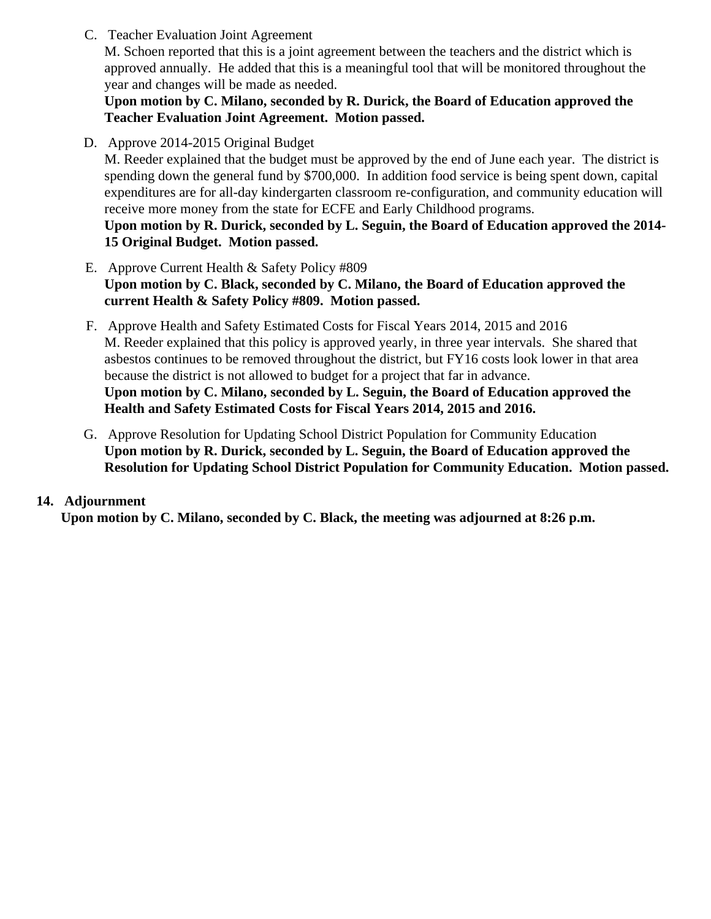C. Teacher Evaluation Joint Agreement

M. Schoen reported that this is a joint agreement between the teachers and the district which is approved annually. He added that this is a meaningful tool that will be monitored throughout the year and changes will be made as needed.

**Upon motion by C. Milano, seconded by R. Durick, the Board of Education approved the Teacher Evaluation Joint Agreement. Motion passed.**

D. Approve 2014-2015 Original Budget

M. Reeder explained that the budget must be approved by the end of June each year. The district is spending down the general fund by $700,000. In addition food service is being spent down, capital expenditures are for all-day kindergarten classroom re-configuration, and community education will receive more money from the state for ECFE and Early Childhood programs.

**Upon motion by R. Durick, seconded by L. Seguin, the Board of Education approved the 2014-15 Original Budget. Motion passed.**

E. Approve Current Health & Safety Policy #809

**Upon motion by C. Black, seconded by C. Milano, the Board of Education approved the current Health & Safety Policy #809. Motion passed.**

F. Approve Health and Safety Estimated Costs for Fiscal Years 2014, 2015 and 2016

M. Reeder explained that this policy is approved yearly, in three year intervals. She shared that asbestos continues to be removed throughout the district, but FY16 costs look lower in that area because the district is not allowed to budget for a project that far in advance.

**Upon motion by C. Milano, seconded by L. Seguin, the Board of Education approved the Health and Safety Estimated Costs for Fiscal Years 2014, 2015 and 2016.**

G. Approve Resolution for Updating School District Population for Community Education

**Upon motion by R. Durick, seconded by L. Seguin, the Board of Education approved the Resolution for Updating School District Population for Community Education. Motion passed.**

**14. Adjournment**

**Upon motion by C. Milano, seconded by C. Black, the meeting was adjourned at 8:26 p.m.**